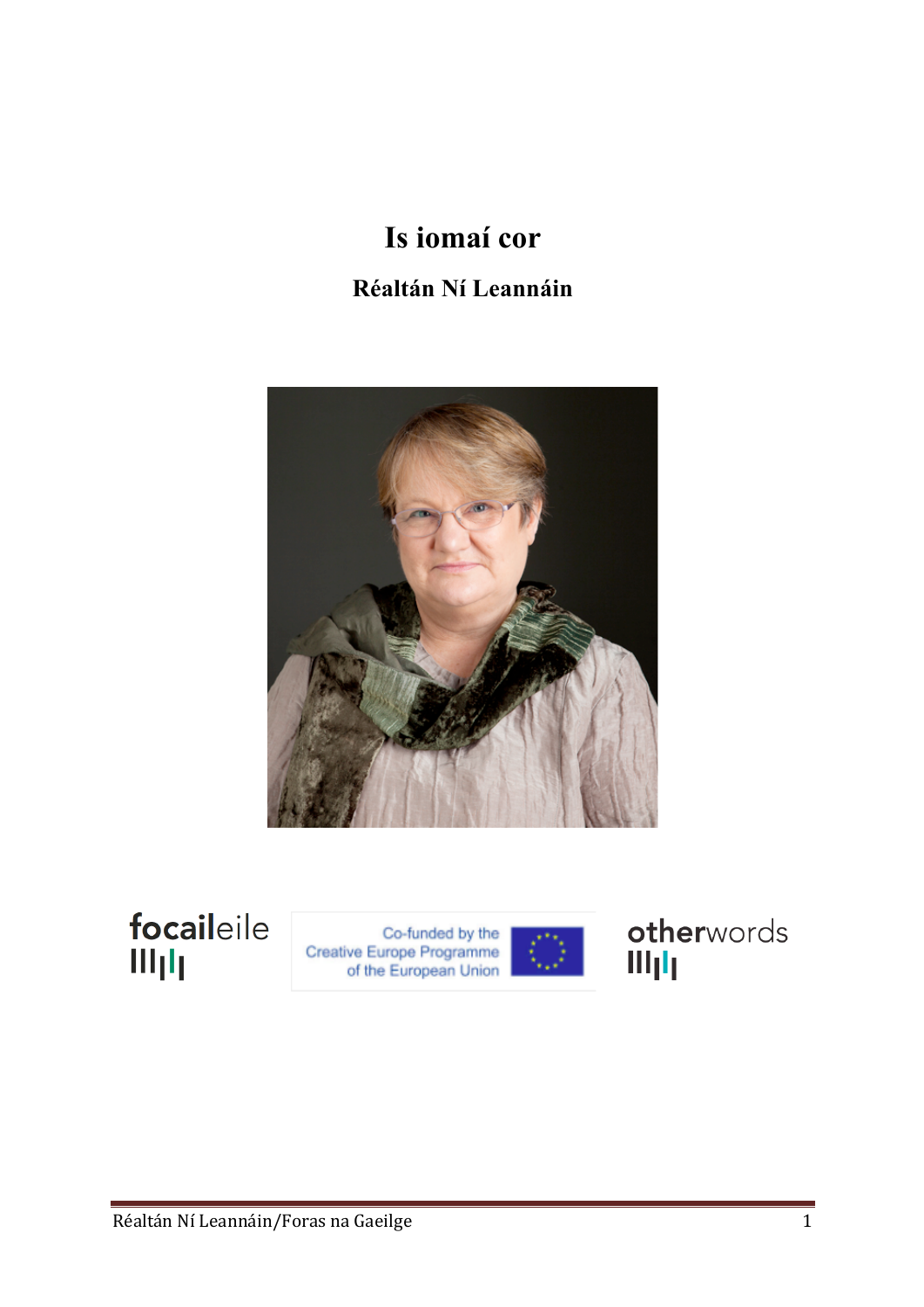# Is iomaí cor

## Réaltán Ní Leannáin

focaileile

Co-funded by the Creative Europe Programme of the European Union

otherwords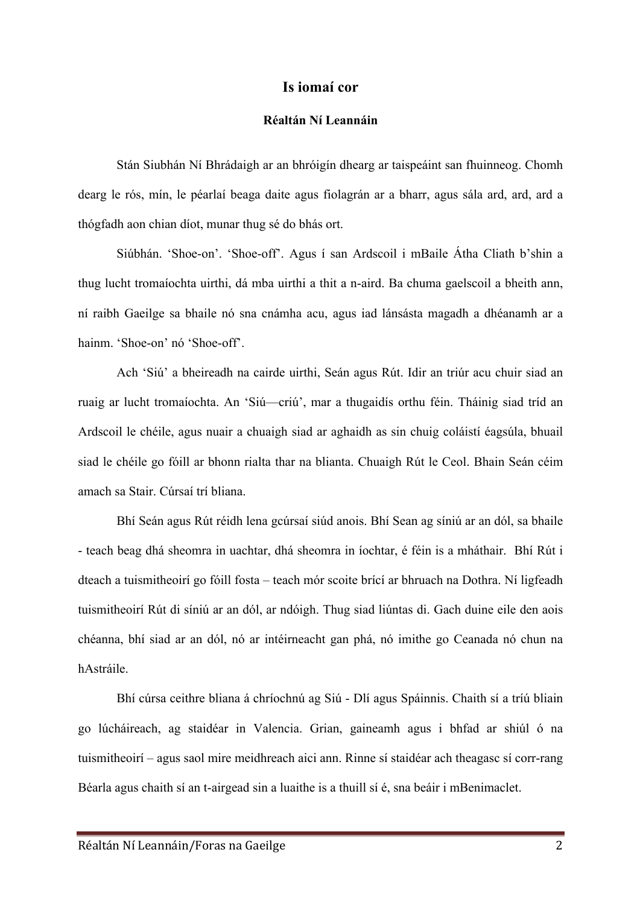# Is iomaí cor

**Réaltán Ní Leannáin**

Stán Siubhán Ní Bhrádaigh ar an bhróigín dhearg ar taispeáint san fhuinneog. Chomh dearg le rós, mín, le péarlaí beaga daite agus fiolagrán ar a bharr, agus sála ard, ard, ard a thógfadh aon chian díot, munar thug sé do bhás ort.

Siúbhán. 'Shoe-on'. 'Shoe-off'. Agus í san Ardscoil i mBaile Átha Cliath b'shin a thug lucht tromaíochta uirthi, dá mba uirthi a thit a n-aird. Ba chuma gaelscoil a bheith ann, ní raibh Gaeilge sa bhaile nó sna cnámha acu, agus iad lánsásta magadh a dhéanamh ar a hainm. 'Shoe-on' nó 'Shoe-off'.

Ach 'Siú' a bheireadh na cairde uirthi, Seán agus Rút. Idir an triúr acu chuir siad an ruaig ar lucht tromaíochta. An 'Siú—criú', mar a thugaidís orthu féin. Tháinig siad tríd an Ardscoil le chéile, agus nuair a chuaigh siad ar aghaidh as sin chuig coláistí éagsúla, bhuail siad le chéile go fóill ar bhonn rialta thar na blianta. Chuaigh Rút le Ceol. Bhain Seán céim amach sa Stair. Cúrsaí trí bliana.

Bhí Seán agus Rút réidh lena gcúrsaí siúd anois. Bhí Sean ag síniú ar an dól, sa bhaile - teach beag dhá sheomra in uachtar, dhá sheomra in íochtar, é féin is a mháthair. Bhí Rút i dteach a tuismitheoirí go fóill fosta – teach mór scoite brící ar bhruach na Dothra. Ní ligfeadh tuismitheoirí Rút di síniú ar an dól, ar ndóigh. Thug siad liúntas di. Gach duine eile den aois chéanna, bhí siad ar an dól, nó ar intéirneacht gan phá, nó imithe go Ceanada nó chun na hAstráile.

Bhí cúrsa ceithre bliana á chríochnú ag Siú - Dlí agus Spáinnis. Chaith sí a tríú bliain go lúcháireach, ag staidéar in Valencia. Grian, gaineamh agus i bhfad ar shiúl ó na tuismitheoirí – agus saol mire meidhreach aici ann. Rinne sí staidéar ach theagasc sí corr-rang Béarla agus chaith sí an t-airgead sin a luaithe is a thuill sí é, sna beáir i mBenimaclet.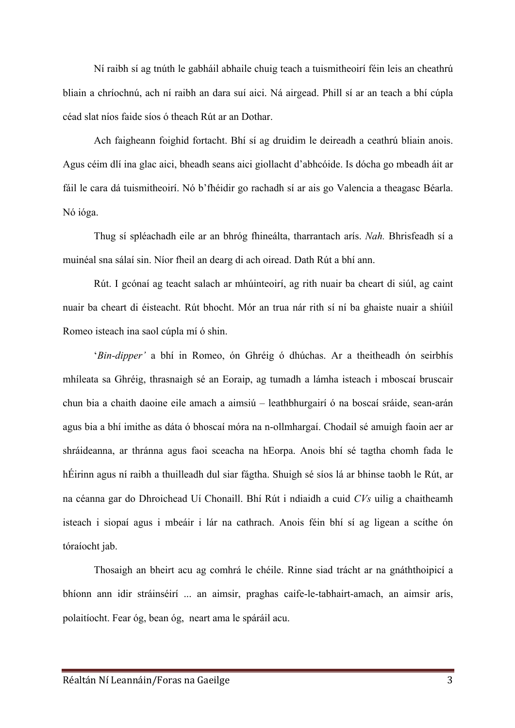Ní raibh sí ag tnúth le gabháil abhaile chuig teach a tuismitheoirí féin leis an cheathrú bliain a chríochnú, ach ní raibh an dara suí aici. Ná airgead. Phill sí ar an teach a bhí cúpla céad slat níos faide síos ó theach Rút ar an Dothar.

Ach faigheann foighid fortacht. Bhí sí ag druidim le deireadh a ceathrú bliain anois. Agus céim dlí ina glac aici, bheadh seans aici giollacht d'abhcóide. Is dócha go mbeadh áit ar fáil le cara dá tuismitheoirí. Nó b'fhéidir go rachadh sí ar ais go Valencia a theagasc Béarla. Nó ióga.

Thug sí spléachadh eile ar an bhróg fhineálta, tharrantach arís. *Nah.* Bhrisfeadh sí a muineál sna sálaí sin. Níor fheil an dearg di ach oiread. Dath Rút a bhí ann.

Rút. I gcónaí ag teacht salach ar mhúinteoirí, ag rith nuair ba cheart di siúl, ag caint nuair ba cheart di éisteacht. Rút bhocht. Mór an trua nár rith sí ní ba ghaiste nuair a shiúil Romeo isteach ina saol cúpla mí ó shin.

'*Bin-dipper'* a bhí in Romeo, ón Ghréig ó dhúchas. Ar a theitheadh ón seirbhís mhíleata sa Ghréig, thrasnaigh sé an Eoraip, ag tumadh a lámha isteach i mboscaí bruscair chun bia a chaith daoine eile amach a aimsiú – leathbhurgairí ó na boscaí sráide, sean-arán agus bia a bhí imithe as dáta ó bhoscaí móra na n-ollmhargaí. Chodail sé amuigh faoin aer ar shráideanna, ar thránna agus faoi sceacha na hEorpa. Anois bhí sé tagtha chomh fada le hÉirinn agus ní raibh a thuilleadh dul siar fágtha. Shuigh sé síos lá ar bhinse taobh le Rút, ar na céanna gar do Dhroichead Uí Chonaill. Bhí Rút i ndiaidh a cuid *CVs* uilig a chaitheamh isteach i siopaí agus i mbeáir i lár na cathrach. Anois féin bhí sí ag ligean a scíthe ón tóraíocht jab.

Thosaigh an bheirt acu ag comhrá le chéile. Rinne siad trácht ar na gnáththoipicí a bhíonn ann idir stráinséirí ... an aimsir, praghas caife-le-tabhairt-amach, an aimsir arís, polaitíocht. Fear óg, bean óg, neart ama le spáráil acu.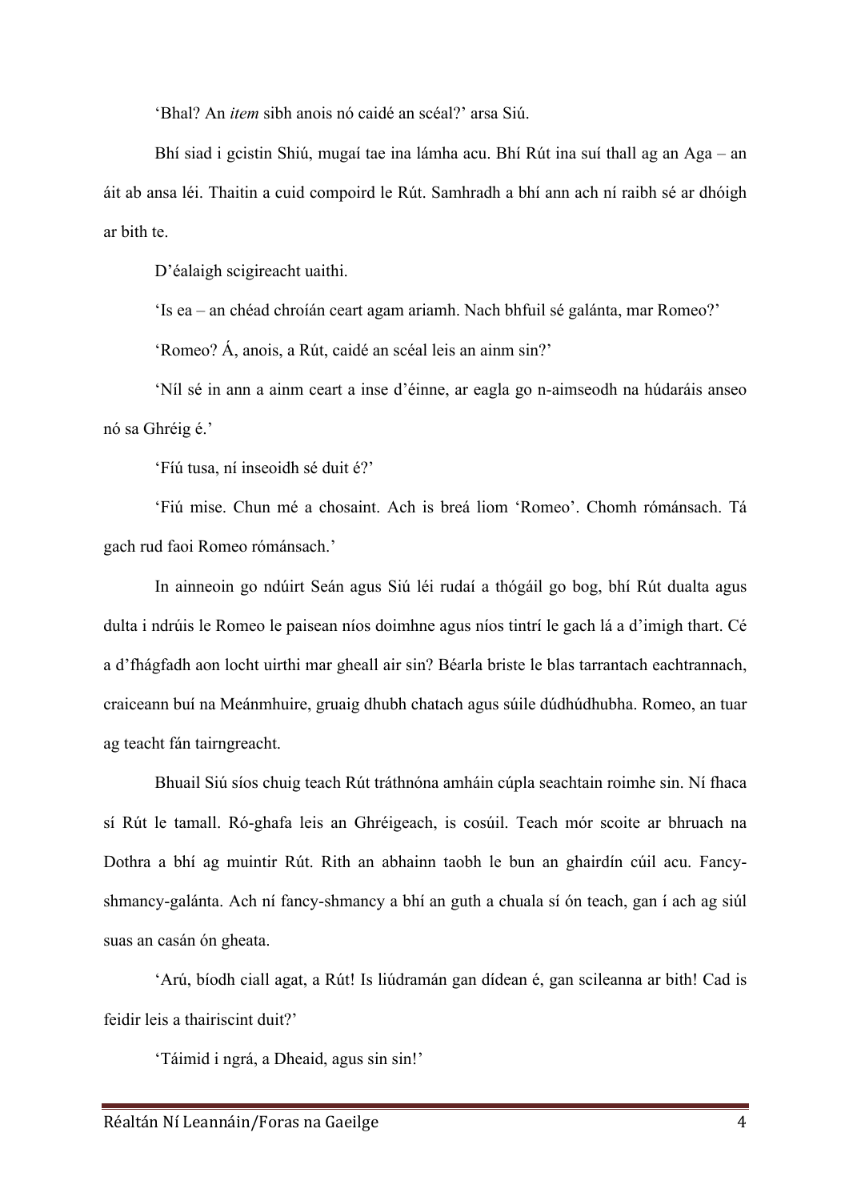'Bhal? An *item* sibh anois nó caidé an scéal?' arsa Siú.

Bhí siad i gcistin Shiú, mugaí tae ina lámha acu. Bhí Rút ina suí thall ag an Aga – an áit ab ansa léi. Thaitin a cuid compoird le Rút. Samhradh a bhí ann ach ní raibh sé ar dhóigh ar bith te.

D'éalaigh scigireacht uaithi.

'Is ea – an chéad chroíán ceart agam ariamh. Nach bhfuil sé galánta, mar Romeo?'

'Romeo? Á, anois, a Rút, caidé an scéal leis an ainm sin?'

'Níl sé in ann a ainm ceart a inse d'éinne, ar eagla go n-aimseodh na húdaráis anseo nó sa Ghréig é.'

'Fiú tusa, ní inseoidh sé duit é?'

'Fiú mise. Chun mé a chosaint. Ach is breá liom 'Romeo'. Chomh rómánsach. Tá gach rud faoi Romeo rómánsach.'

In ainneoin go ndúirt Seán agus Siú léi rudaí a thógáil go bog, bhí Rút dualta agus dulta i ndrúis le Romeo le paisean níos doimhne agus níos tintrí le gach lá a d'imigh thart. Cé a d'fhágfadh aon locht uirthi mar gheall air sin? Béarla briste le blas tarrantach eachtrannach, craiceann buí na Meánmhuire, gruaig dhubh chatach agus súile dúdhúdhubha. Romeo, an tuar ag teacht fán tairngreacht.

Bhuail Siú síos chuig teach Rút tráthnóna amháin cúpla seachtain roimhe sin. Ní fhaca sí Rút le tamall. Ró-ghafa leis an Ghréigeach, is cosúil. Teach mór scoite ar bhruach na Dothra a bhí ag muintir Rút. Rith an abhainn taobh le bun an ghairdín cúil acu. Fancy-shmancy-galánta. Ach ní fancy-shmancy a bhí an guth a chuala sí ón teach, gan í ach ag siúl suas an casán ón gheata.

'Arú, bíodh ciall agat, a Rút! Is liúdramán gan dídean é, gan scileanna ar bith! Cad is feidir leis a thairiscint duit?'

'Táimid i ngrá, a Dheaid, agus sin sin!'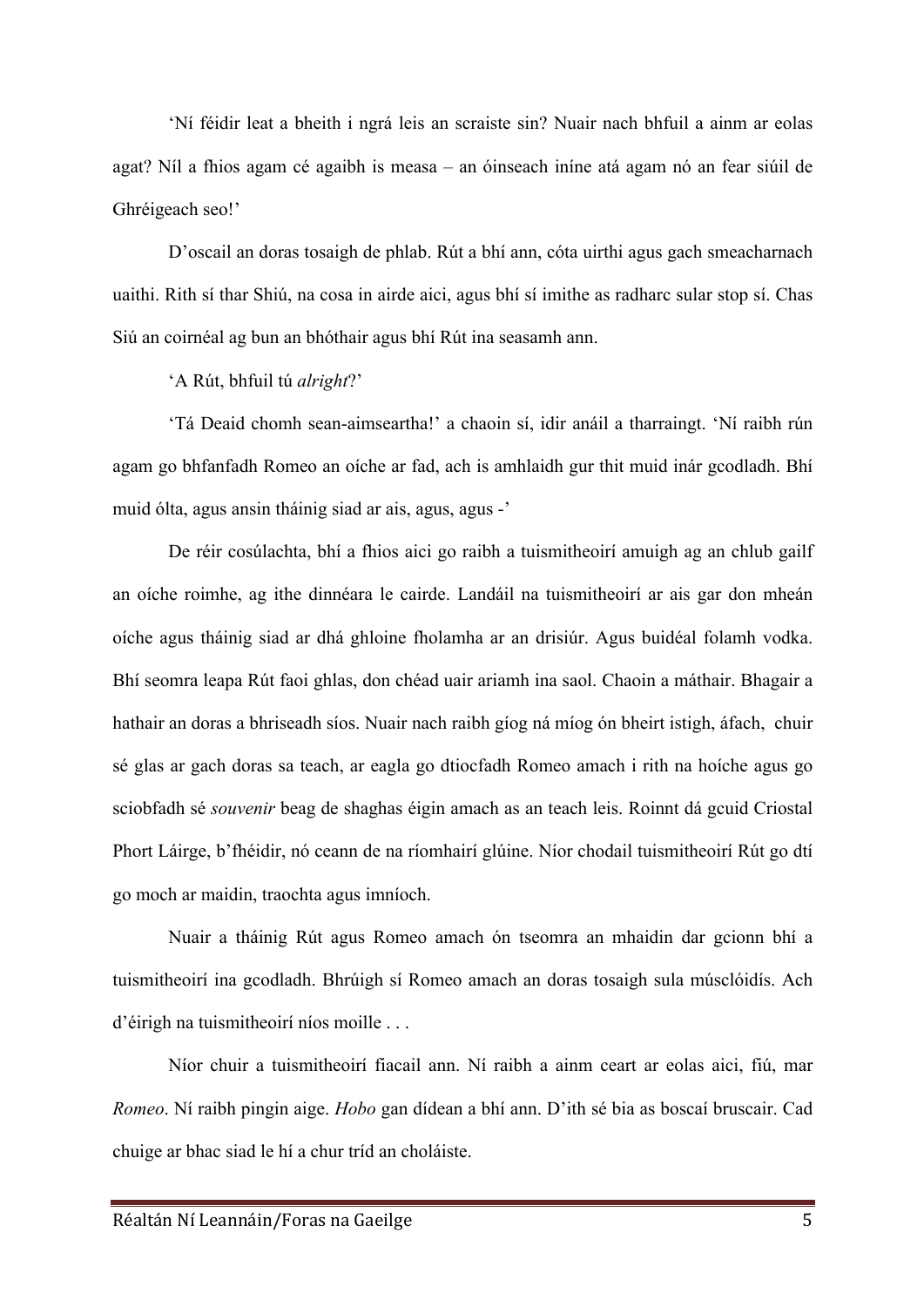'Ní féidir leat a bheith i ngrá leis an scraiste sin? Nuair nach bhfuil a ainm ar eolas agat? Níl a fhios agam cé agaibh is measa – an óinseach iníne atá agam nó an fear siúil de Ghréigeach seo!'

D'oscail an doras tosaigh de phlab. Rút a bhí ann, cóta uirthi agus gach smeacharnach uaithi. Rith sí thar Shiú, na cosa in airde aici, agus bhí sí imithe as radharc sular stop sí. Chas Siú an coirnéal ag bun an bhóthair agus bhí Rút ina seasamh ann.

'A Rút, bhfuil tú *alright*?'

'Tá Deaid chomh sean-aimseartha!' a chaoin sí, idir anáil a tharraingt. 'Ní raibh rún agam go bhfanfadh Romeo an oíche ar fad, ach is amhlaidh gur thit muid inár gcodladh. Bhí muid ólta, agus ansin tháinig siad ar ais, agus, agus -'

De réir cosúlachta, bhí a fhios aici go raibh a tuismitheoirí amuigh ag an chlub gailf an oíche roimhe, ag ithe dinnéara le cairde. Landáil na tuismitheoirí ar ais gar don mheán oíche agus tháinig siad ar dhá ghloine fholamha ar an drisiúr. Agus buidéal folamh vodka. Bhí seomra leapa Rút faoi ghlas, don chéad uair ariamh ina saol. Chaoin a máthair. Bhagair a hathair an doras a bhriseadh síos. Nuair nach raibh gíog ná míog ón bheirt istigh, áfach, chuir sé glas ar gach doras sa teach, ar eagla go dtiocfadh Romeo amach i rith na hoíche agus go sciobfadh sé *souvenir* beag de shaghas éigin amach as an teach leis. Roinnt dá gcuid Criostal Phort Láirge, b'fhéidir, nó ceann de na ríomhairí glúine. Níor chodail tuismitheoirí Rút go dtí go moch ar maidin, traochta agus imníoch.

Nuair a tháinig Rút agus Romeo amach ón tseomra an mhaidin dar gcionn bhí a tuismitheoirí ina gcodladh. Bhrúigh sí Romeo amach an doras tosaigh sula músclóidís. Ach d'éirigh na tuismitheoirí níos moille . . .

Níor chuir a tuismitheoirí fiacail ann. Ní raibh a ainm ceart ar eolas aici, fiú, mar *Romeo*. Ní raibh pingin aige. *Hobo* gan dídean a bhí ann. D'ith sé bia as boscaí bruscair. Cad chuige ar bhac siad le hí a chur tríd an choláiste.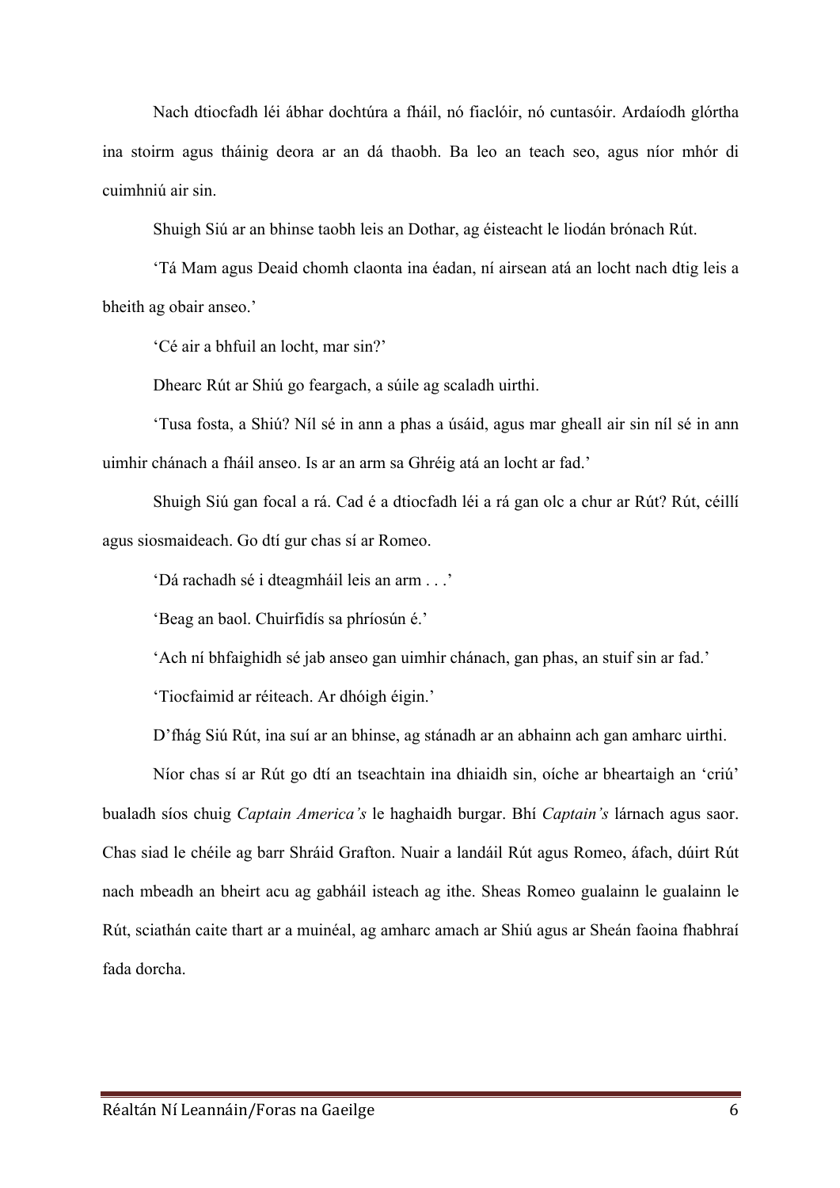Nach dtiocfadh léi ábhar dochtúra a fháil, nó fiaclóir, nó cuntasóir. Ardaíodh glórtha ina stoirm agus tháinig deora ar an dá thaobh. Ba leo an teach seo, agus níor mhór di cuimhniú air sin.

Shuigh Siú ar an bhinse taobh leis an Dothar, ag éisteacht le liodán brónach Rút.

'Tá Mam agus Deaid chomh claonta ina éadan, ní airsean atá an locht nach dtig leis a bheith ag obair anseo.'

'Cé air a bhfuil an locht, mar sin?'

Dhearc Rút ar Shiú go feargach, a súile ag scaladh uirthi.

'Tusa fosta, a Shiú? Níl sé in ann a phas a úsáid, agus mar gheall air sin níl sé in ann uimhir chánach a fháil anseo. Is ar an arm sa Ghréig atá an locht ar fad.'

Shuigh Siú gan focal a rá. Cad é a dtiocfadh léi a rá gan olc a chur ar Rút? Rút, céillí agus siosmaideach. Go dtí gur chas sí ar Romeo.

'Dá rachadh sé i dteagmháil leis an arm . . .'

'Beag an baol. Chuirfidís sa phríosún é.'

'Ach ní bhfaighidh sé jab anseo gan uimhir chánach, gan phas, an stuif sin ar fad.'

'Tiocfaimid ar réiteach. Ar dhóigh éigin.'

D'fhág Siú Rút, ina suí ar an bhinse, ag stánadh ar an abhainn ach gan amharc uirthi.

Níor chas sí ar Rút go dtí an tseachtain ina dhiaidh sin, oíche ar bheartaigh an 'criú' bualadh síos chuig *Captain America's* le haghaidh burgar. Bhí *Captain's* lárnach agus saor. Chas siad le chéile ag barr Shráid Grafton. Nuair a landáil Rút agus Romeo, áfach, dúirt Rút nach mbeadh an bheirt acu ag gabháil isteach ag ithe. Sheas Romeo gualainn le gualainn le Rút, sciathán caite thart ar a muineál, ag amharc amach ar Shiú agus ar Sheán faoina fhabhraí fada dorcha.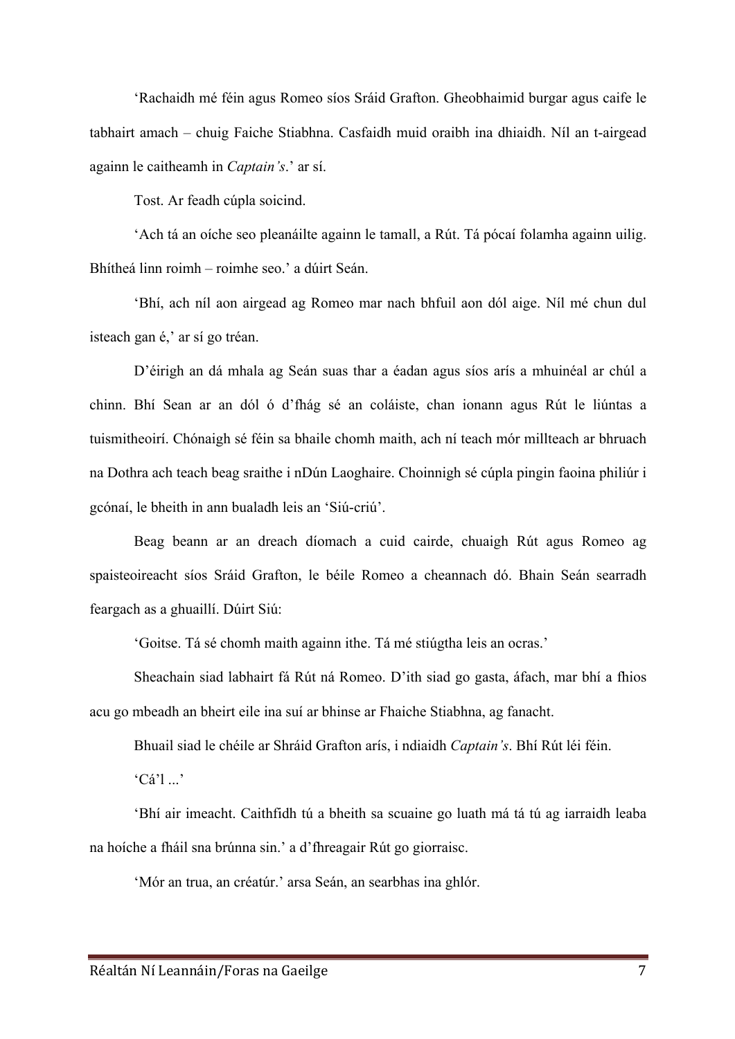‘Rachaidh mé féin agus Romeo síos Sráid Grafton. Gheobhaimid burgar agus caife le tabhairt amach – chuig Faiche Stiabhna. Casfaidh muid oraibh ina dhiaidh. Níl an t-airgead againn le caitheamh in *Captain's*.’ ar sí.

Tost. Ar feadh cúpla soicind.

‘Ach tá an oíche seo pleanáilte againn le tamall, a Rút. Tá pócaí folamha againn uilig. Bhítheá linn roimh – roimhe seo.’ a dúirt Seán.

‘Bhí, ach níl aon airgead ag Romeo mar nach bhfuil aon dól aige. Níl mé chun dul isteach gan é,’ ar sí go tréan.

D'éirigh an dá mhala ag Seán suas thar a éadan agus síos arís a mhuinéal ar chúl a chinn. Bhí Sean ar an dól ó d'fhág sé an coláiste, chan ionann agus Rút le liúntas a tuismitheoirí. Chónaigh sé féin sa bhaile chomh maith, ach ní teach mór millteach ar bhruach na Dothra ach teach beag sraithe i nDún Laoghaire. Choinnigh sé cúpla pingin faoina philiúr i gcónaí, le bheith in ann bualadh leis an ‘Siú-criú’.

Beag beann ar an dreach díomach a cuid cairde, chuaigh Rút agus Romeo ag spaisteoireacht síos Sráid Grafton, le béile Romeo a cheannach dó. Bhain Seán searradh feargach as a ghuaillí. Dúirt Siú:

‘Goitse. Tá sé chomh maith againn ithe. Tá mé stiúgtha leis an ocras.’

Sheachain siad labhairt fá Rút ná Romeo. D'ith siad go gasta, áfach, mar bhí a fhios acu go mbeadh an bheirt eile ina suí ar bhinse ar Fhaiche Stiabhna, ag fanacht.

Bhuail siad le chéile ar Shráid Grafton arís, i ndiaidh *Captain's*. Bhí Rút léi féin.

‘Cá'l ...’

‘Bhí air imeacht. Caithfidh tú a bheith sa scuaine go luath má tá tú ag iarraidh leaba na hoíche a fháil sna brúnna sin.’ a d'fhreagair Rút go giorraisc.

‘Mór an trua, an créatúr.’ arsa Seán, an searbhas ina ghlór.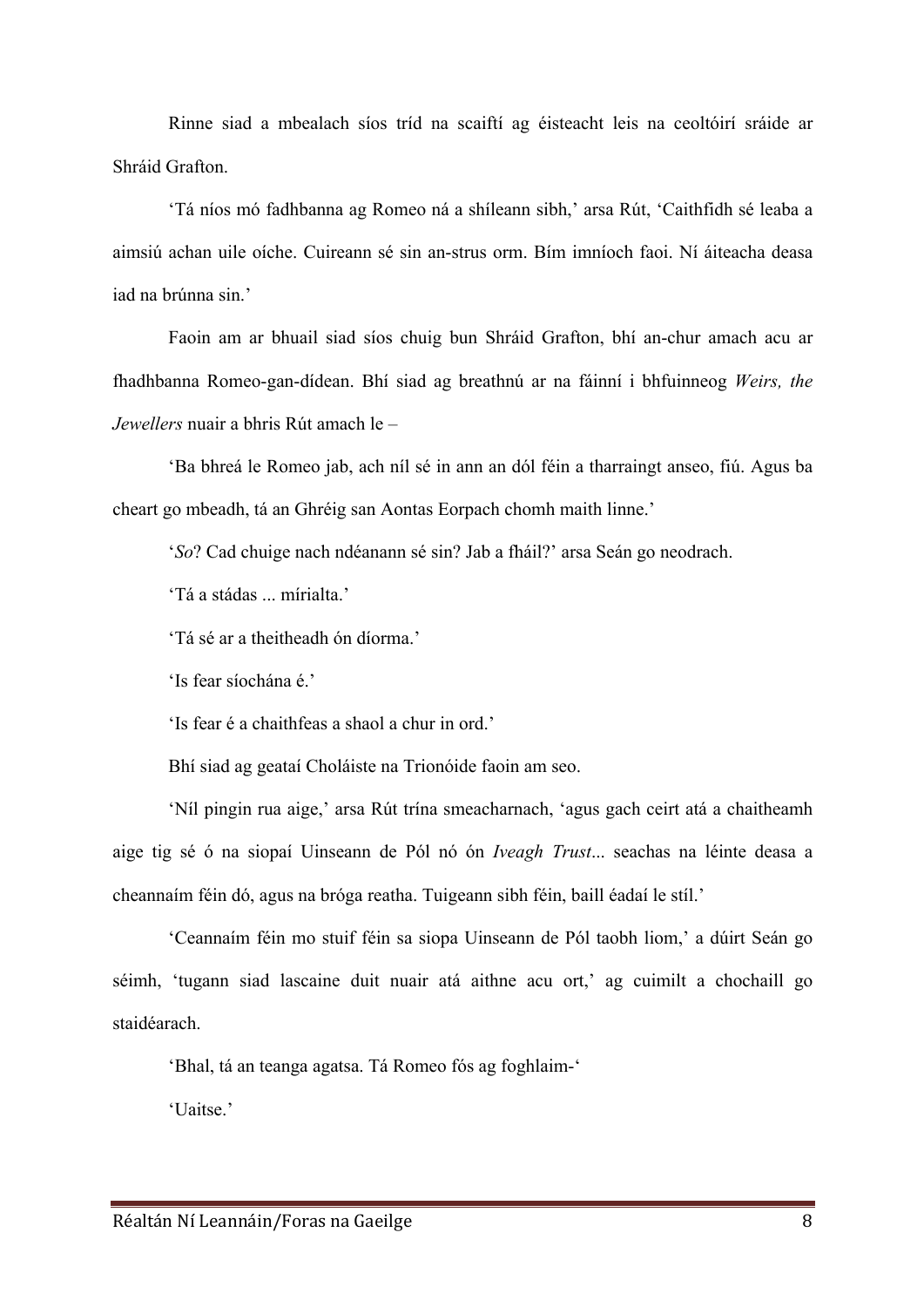Rinne siad a mbealach síos tríd na scaiftí ag éisteacht leis na ceoltóirí sráide ar Shráid Grafton.

'Tá níos mó fadhbanna ag Romeo ná a shíleann sibh,' arsa Rút, 'Caithfidh sé leaba a aimsiú achan uile oíche. Cuireann sé sin an-strus orm. Bím imníoch faoi. Ní áiteacha deasa iad na brúnna sin.'

Faoin am ar bhuail siad síos chuig bun Shráid Grafton, bhí an-chur amach acu ar fhadhbanna Romeo-gan-dídean. Bhí siad ag breathnú ar na fáinní i bhfuinneog *Weirs, the Jewellers* nuair a bhris Rút amach le –

'Ba bhreá le Romeo jab, ach níl sé in ann an dól féin a tharraingt anseo, fiú. Agus ba cheart go mbeadh, tá an Ghréig san Aontas Eorpach chomh maith linne.'

'*So*? Cad chuige nach ndéanann sé sin? Jab a fháil?' arsa Seán go neodrach.

'Tá a stádas ... mírialta.'

'Tá sé ar a theitheadh ón díorma.'

'Is fear síochána é.'

'Is fear é a chaithfeas a shaol a chur in ord.'

Bhí siad ag geataí Choláiste na Trionóide faoin am seo.

'Níl pingin rua aige,' arsa Rút trína smeacharnach, 'agus gach ceirt atá a chaitheamh aige tig sé ó na siopaí Uinseann de Pól nó ón *Iveagh Trust*... seachas na léinte deasa a cheannaím féin dó, agus na bróga reatha. Tuigeann sibh féin, baill éadaí le stíl.'

'Ceannaím féin mo stuif féin sa siopa Uinseann de Pól taobh liom,' a dúirt Seán go séimh, 'tugann siad lascaine duit nuair atá aithne acu ort,' ag cuimilt a chochaill go staidéarach.

'Bhal, tá an teanga agatsa. Tá Romeo fós ag foghlaim-'

'Uaitse.'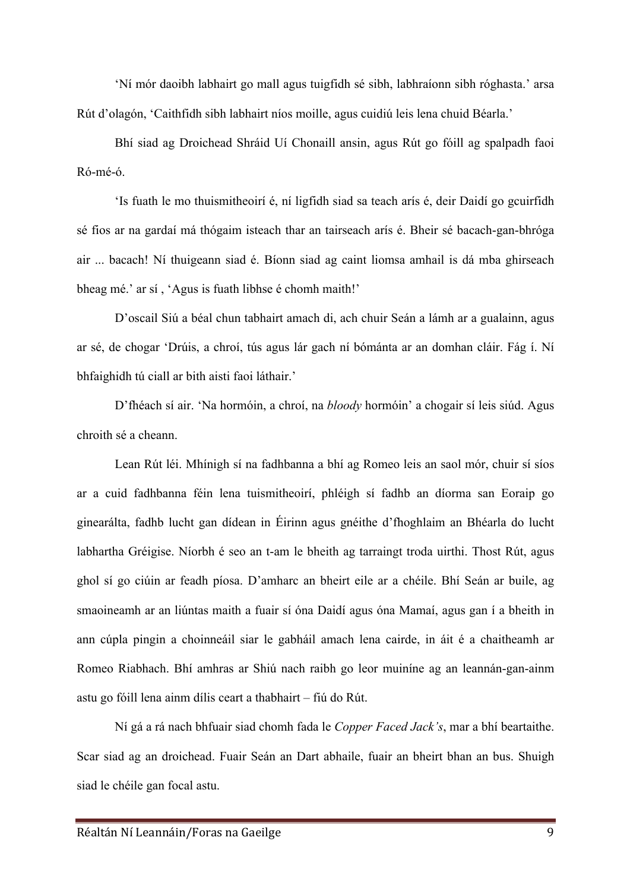'Ní mór daoibh labhairt go mall agus tuigfidh sé sibh, labhraíonn sibh róghasta.' arsa Rút d'olagón, 'Caithfidh sibh labhairt níos moille, agus cuidiú leis lena chuid Béarla.'

Bhí siad ag Droichead Shráid Uí Chonaill ansin, agus Rút go fóill ag spalpadh faoi Ró-mé-ó.

'Is fuath le mo thuismitheoirí é, ní ligfidh siad sa teach arís é, deir Daidí go gcuirfidh sé fios ar na gardaí má thógaim isteach thar an tairseach arís é. Beir sé bacach-gan-bhróga air ... bacach! Ní thuigeann siad é. Bíonn siad ag caint liomsa amhail is dá mba ghirseach bheag mé.' ar sí , 'Agus is fuath libhse é chomh maith!'

D'oscail Siú a béal chun tabhairt amach di, ach chuir Seán a lámh ar a gualainn, agus ar sé, de chogar 'Drúis, a chroí, tús agus lár gach ní bómánta ar an domhan cláir. Fág í. Ní bhfaighidh tú ciall ar bith aisti faoi láthair.'

D'fhéach sí air. 'Na hormóin, a chroí, na *bloody* hormóin' a chogair sí leis siúd. Agus chroith sé a cheann.

Lean Rút léi. Mhínigh sí na fadhbanna a bhí ag Romeo leis an saol mór, chuir sí síos ar a cuid fadhbanna féin lena tuismitheoirí, phléigh sí fadhb an díorma san Eoraip go ginearálta, fadhb lucht gan dídean in Éirinn agus gnéithe d'fhoghlaim an Bhéarla do lucht labhartha Gréigise. Níorbh é seo an t-am le bheith ag tarraingt troda uirthi. Thost Rút, agus ghol sí go ciúin ar feadh píosa. D'amharc an bheirt eile ar a chéile. Bhí Seán ar buile, ag smaoineamh ar an liúntas maith a fuair sí óna Daidí agus óna Mamaí, agus gan í a bheith in ann cúpla pingin a choinneáil siar le gabháil amach lena cairde, in áit é a chaitheamh ar Romeo Riabhach. Bhí amhras ar Shiú nach raibh go leor muiníne ag an leannán-gan-ainm astu go fóill lena ainm dílis ceart a thabhairt – fiú do Rút.

Ní gá a rá nach bhfuair siad chomh fada le *Copper Faced Jack's*, mar a bhí beartaithe. Scar siad ag an droichead. Fuair Seán an Dart abhaile, fuair an bheirt bhan an bus. Shuigh siad le chéile gan focal astu.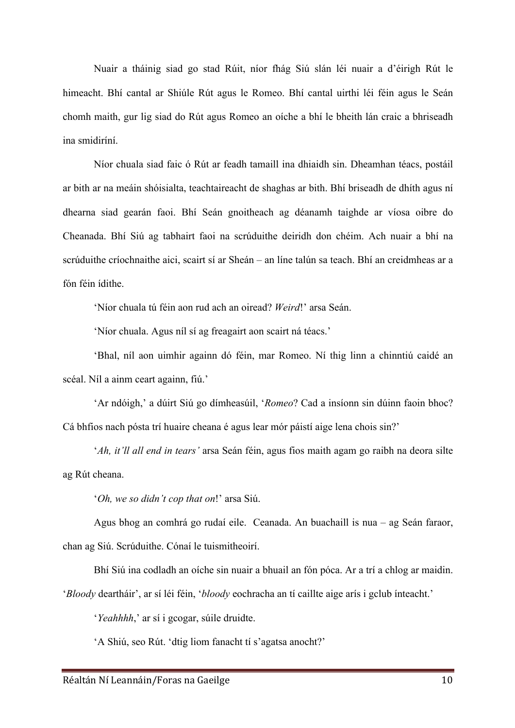Nuair a tháinig siad go stad Rúit, níor fhág Siú slán léi nuair a d'éirigh Rút le himeacht. Bhí cantal ar Shiúle Rút agus le Romeo. Bhí cantal uirthi léi féin agus le Seán chomh maith, gur lig siad do Rút agus Romeo an oíche a bhí le bheith lán craic a bhriseadh ina smidiríní.

Níor chuala siad faic ó Rút ar feadh tamaill ina dhiaidh sin. Dheamhan téacs, postáil ar bith ar na meáin shóisialta, teachtaireacht de shaghas ar bith. Bhí briseadh de dhíth agus ní dhearna siad gearán faoi. Bhí Seán gnoitheach ag déanamh taighde ar víosa oibre do Cheanada. Bhí Siú ag tabhairt faoi na scrúduithe deiridh don chéim. Ach nuair a bhí na scrúduithe críochnaithe aici, scairt sí ar Sheán – an líne talún sa teach. Bhí an creidmheas ar a fón féin ídithe.

'Níor chuala tú féin aon rud ach an oiread? *Weird*!' arsa Seán.

'Níor chuala. Agus níl sí ag freagairt aon scairt ná téacs.'

'Bhal, níl aon uimhir againn dó féin, mar Romeo. Ní thig linn a chinntiú caidé an scéal. Níl a ainm ceart againn, fiú.'

'Ar ndóigh,' a dúirt Siú go dímheasúil, '*Romeo*? Cad a insíonn sin dúinn faoin bhoc? Cá bhfios nach pósta trí huaire cheana é agus lear mór páistí aige lena chois sin?'

'*Ah, it'll all end in tears'* arsa Seán féin, agus fios maith agam go raibh na deora silte ag Rút cheana.

'*Oh, we so didn't cop that on*!' arsa Siú.

Agus bhog an comhrá go rudaí eile. Ceanada. An buachaill is nua – ag Seán faraor, chan ag Siú. Scrúduithe. Cónaí le tuismitheoirí.

Bhí Siú ina codladh an oíche sin nuair a bhuail an fón póca. Ar a trí a chlog ar maidin. '*Bloody* deartháir', ar sí léi féin, '*bloody* eochracha an tí caillte aige arís i gclub ínteacht.'

'*Yeahhhh*,' ar sí i gcogar, súile druidte.

'A Shiú, seo Rút. 'dtig liom fanacht tí s'agatsa anocht?'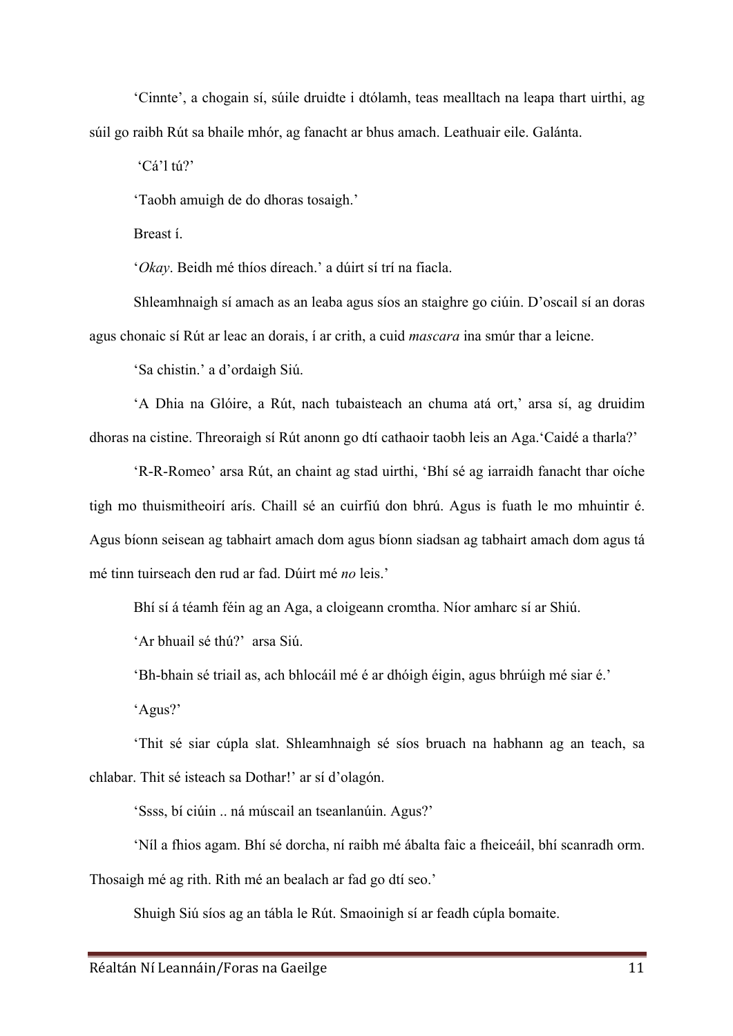'Cinnte', a chogain sí, súile druidte i dtólamh, teas mealltach na leapa thart uirthi, ag súil go raibh Rút sa bhaile mhór, ag fanacht ar bhus amach. Leathuair eile. Galánta.

'Cá'l tú?'

'Taobh amuigh de do dhoras tosaigh.'

Breast í.

'*Okay*. Beidh mé thíos díreach.' a dúirt sí trí na fiacla.

Shleamhnaigh sí amach as an leaba agus síos an staighre go ciúin. D'oscail sí an doras agus chonaic sí Rút ar leac an dorais, í ar crith, a cuid *mascara* ina smúr thar a leicne.

'Sa chistin.' a d'ordaigh Siú.

'A Dhia na Glóire, a Rút, nach tubaisteach an chuma atá ort,' arsa sí, ag druidim dhoras na cistine. Threoraigh sí Rút anonn go dtí cathaoir taobh leis an Aga.'Caidé a tharla?'

'R-R-Romeo' arsa Rút, an chaint ag stad uirthi, 'Bhí sé ag iarraidh fanacht thar oíche tigh mo thuismitheoirí arís. Chaill sé an cuirfiú don bhrú. Agus is fuath le mo mhuintir é. Agus bíonn seisean ag tabhairt amach dom agus bíonn siadsan ag tabhairt amach dom agus tá mé tinn tuirseach den rud ar fad. Dúirt mé *no* leis.'

Bhí sí á téamh féin ag an Aga, a cloigeann cromtha. Níor amharc sí ar Shiú.

'Ar bhuail sé thú?' arsa Siú.

'Bh-bhain sé triail as, ach bhlocáil mé é ar dhóigh éigin, agus bhrúigh mé siar é.'

'Agus?'

'Thit sé siar cúpla slat. Shleamhnaigh sé síos bruach na habhann ag an teach, sa chlabar. Thit sé isteach sa Dothar!' ar sí d'olagón.

'Ssss, bí ciúin .. ná múscail an tseanlanúin. Agus?'

'Níl a fhios agam. Bhí sé dorcha, ní raibh mé ábalta faic a fheiceáil, bhí scanradh orm. Thosaigh mé ag rith. Rith mé an bealach ar fad go dtí seo.'

Shuigh Siú síos ag an tábla le Rút. Smaoinigh sí ar feadh cúpla bomaite.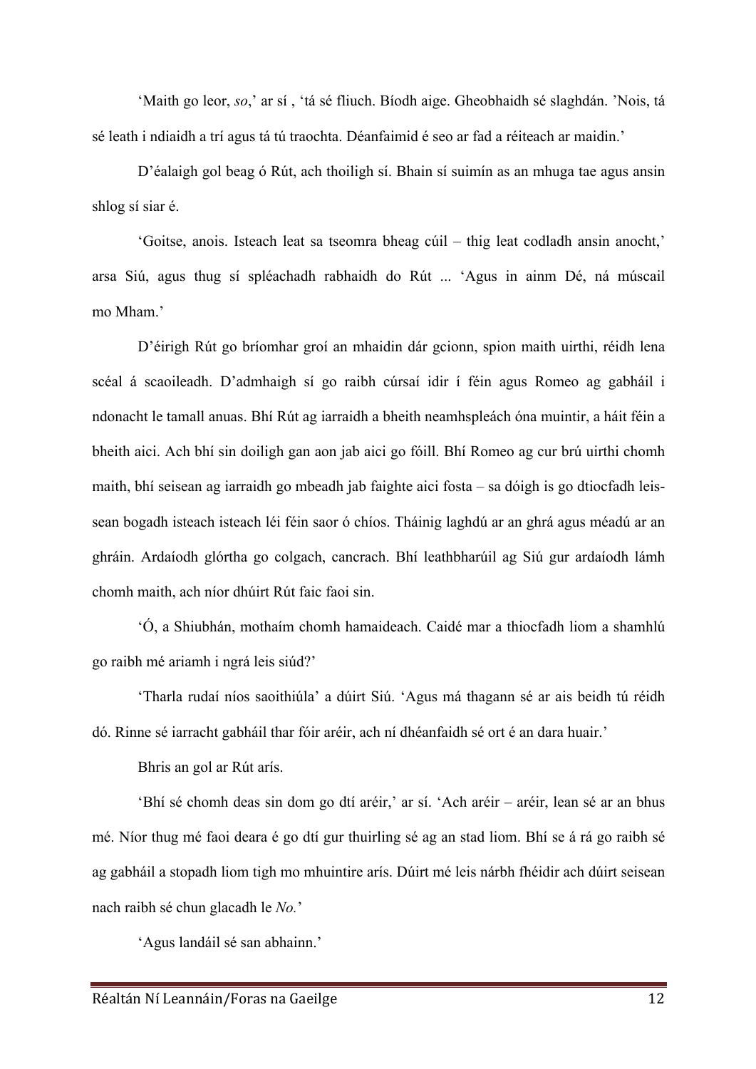‘Maith go leor, *so*,’ ar sí , ‘tá sé fliuch. Bíodh aige. Gheobhaidh sé slaghdán. ’Nois, tá sé leath i ndiaidh a trí agus tá tú traochta. Déanfaimid é seo ar fad a réiteach ar maidin.’

D’éalaigh gol beag ó Rút, ach thoiligh sí. Bhain sí suimín as an mhuga tae agus ansin shlog sí siar é.

‘Goitse, anois. Isteach leat sa tseomra bheag cúil – thig leat codladh ansin anocht,’ arsa Siú, agus thug sí spléachadh rabhaidh do Rút ... ‘Agus in ainm Dé, ná múscail mo Mham.’

D’éirigh Rút go bríomhar groí an mhaidin dár gcionn, spion maith uirthi, réidh lena scéal á scaoileadh. D’admhaigh sí go raibh cúrsaí idir í féin agus Romeo ag gabháil i ndonacht le tamall anuas. Bhí Rút ag iarraidh a bheith neamhspleách óna muintir, a háit féin a bheith aici. Ach bhí sin doiligh gan aon jab aici go fóill. Bhí Romeo ag cur brú uirthi chomh maith, bhí seisean ag iarraidh go mbeadh jab faighte aici fosta – sa dóigh is go dtiocfadh leis-sean bogadh isteach isteach léi féin saor ó chíos. Tháinig laghdú ar an ghrá agus méadú ar an ghráin. Ardaíodh glórtha go colgach, cancrach. Bhí leathbharúil ag Siú gur ardaíodh lámh chomh maith, ach níor dhúirt Rút faic faoi sin.

‘Ó, a Shiubhán, mothaím chomh hamaideach. Caidé mar a thiocfadh liom a shamhlú go raibh mé ariamh i ngrá leis siúd?’

‘Tharla rudaí níos saoithiúla’ a dúirt Siú. ‘Agus má thagann sé ar ais beidh tú réidh dó. Rinne sé iarracht gabháil thar fóir aréir, ach ní dhéanfaidh sé ort é an dara huair.’

Bhris an gol ar Rút arís.

‘Bhí sé chomh deas sin dom go dtí aréir,’ ar sí. ‘Ach aréir – aréir, lean sé ar an bhus mé. Níor thug mé faoi deara é go dtí gur thuirling sé ag an stad liom. Bhí se á rá go raibh sé ag gabháil a stopadh liom tigh mo mhuintire arís. Dúirt mé leis nárbh fhéidir ach dúirt seisean nach raibh sé chun glacadh le *No.*’

‘Agus landáil sé san abhainn.’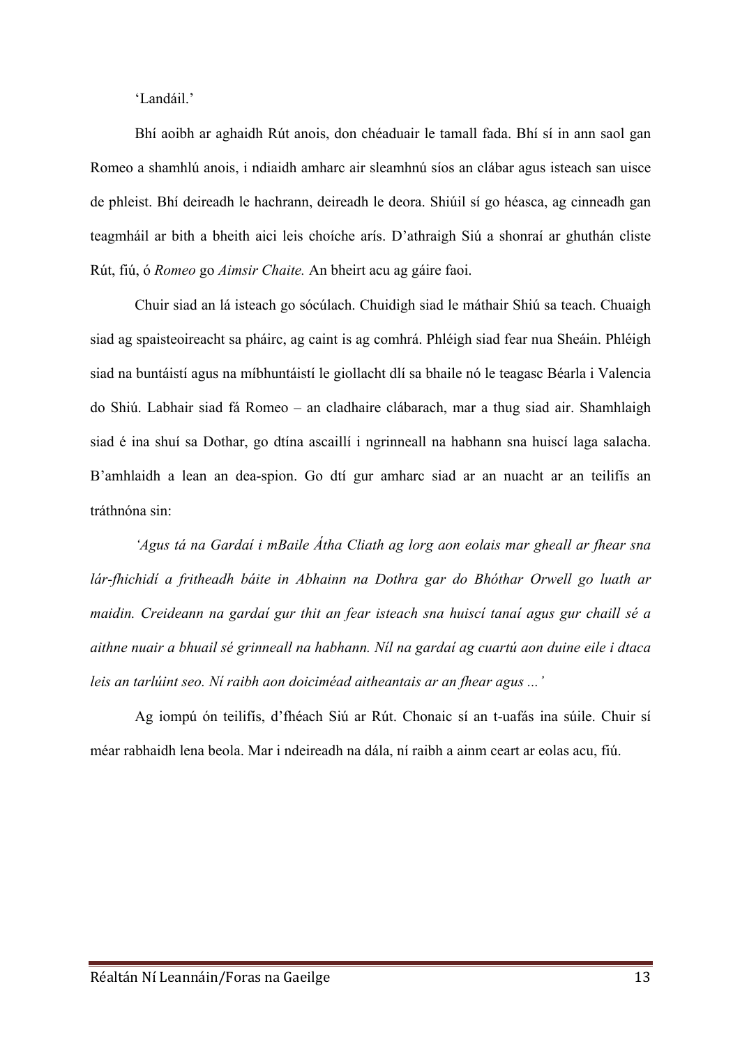'Landáil.'

Bhí aoibh ar aghaidh Rút anois, don chéaduair le tamall fada. Bhí sí in ann saol gan Romeo a shamhlú anois, i ndiaidh amharc air sleamhnú síos an clábar agus isteach san uisce de phleist. Bhí deireadh le hachrann, deireadh le deora. Shiúil sí go héasca, ag cinneadh gan teagmháil ar bith a bheith aici leis choíche arís. D'athraigh Siú a shonraí ar ghuthán cliste Rút, fiú, ó *Romeo* go *Aimsir Chaite.* An bheirt acu ag gáire faoi.

Chuir siad an lá isteach go sócúlach. Chuidigh siad le máthair Shiú sa teach. Chuaigh siad ag spaisteoireacht sa pháirc, ag caint is ag comhrá. Phléigh siad fear nua Sheáin. Phléigh siad na buntáistí agus na míbhuntáistí le giollacht dlí sa bhaile nó le teagasc Béarla i Valencia do Shiú. Labhair siad fá Romeo – an cladhaire clábarach, mar a thug siad air. Shamhlaigh siad é ina shuí sa Dothar, go dtína ascaillí i ngrinneall na habhann sna huiscí laga salacha. B'amhlaidh a lean an dea-spion. Go dtí gur amharc siad ar an nuacht ar an teilifís an tráthnóna sin:

*'Agus tá na Gardaí i mBaile Átha Cliath ag lorg aon eolais mar gheall ar fhear sna lár-fhichidí a fritheadh báite in Abhainn na Dothra gar do Bhóthar Orwell go luath ar maidin. Creideann na gardaí gur thit an fear isteach sna huiscí tanaí agus gur chaill sé a aithne nuair a bhuail sé grinneall na habhann. Níl na gardaí ag cuartú aon duine eile i dtaca leis an tarlúint seo. Ní raibh aon doiciméad aitheantais ar an fhear agus ...'*

Ag iompú ón teilifís, d'fhéach Siú ar Rút. Chonaic sí an t-uafás ina súile. Chuir sí méar rabhaidh lena beola. Mar i ndeireadh na dála, ní raibh a ainm ceart ar eolas acu, fiú.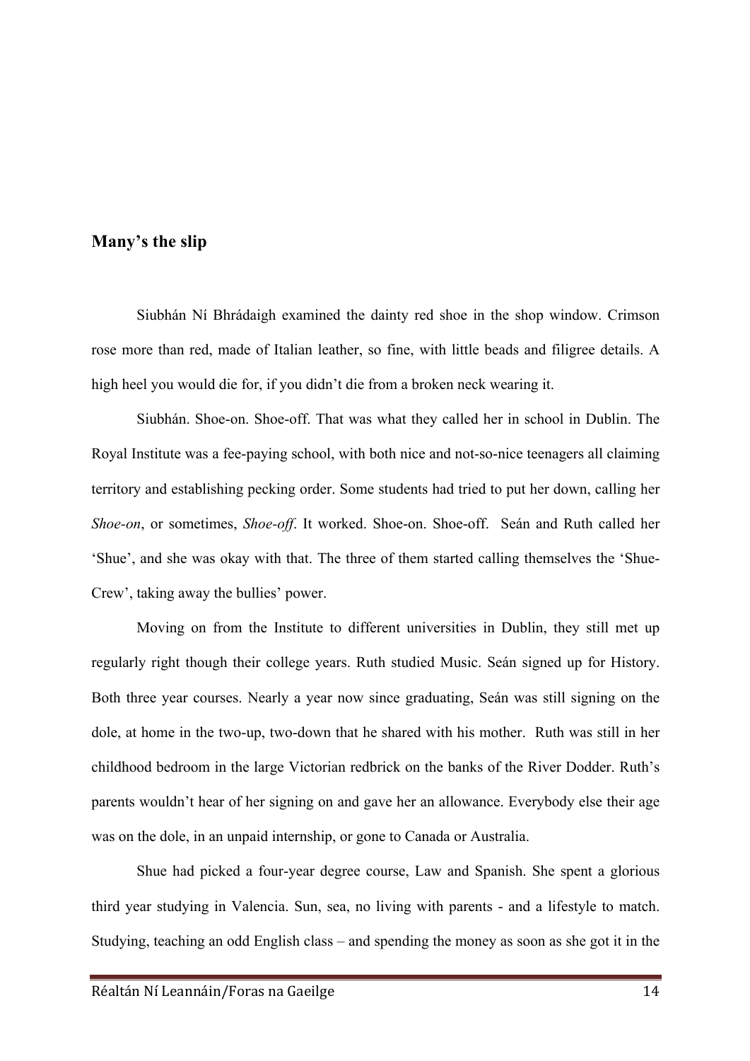## Many's the slip

Siubhán Ní Bhrádaigh examined the dainty red shoe in the shop window. Crimson rose more than red, made of Italian leather, so fine, with little beads and filigree details. A high heel you would die for, if you didn't die from a broken neck wearing it.

Siubhán. Shoe-on. Shoe-off. That was what they called her in school in Dublin. The Royal Institute was a fee-paying school, with both nice and not-so-nice teenagers all claiming territory and establishing pecking order. Some students had tried to put her down, calling her *Shoe-on*, or sometimes, *Shoe-off*. It worked. Shoe-on. Shoe-off. Seán and Ruth called her 'Shue', and she was okay with that. The three of them started calling themselves the 'Shue-Crew', taking away the bullies' power.

Moving on from the Institute to different universities in Dublin, they still met up regularly right though their college years. Ruth studied Music. Seán signed up for History. Both three year courses. Nearly a year now since graduating, Seán was still signing on the dole, at home in the two-up, two-down that he shared with his mother. Ruth was still in her childhood bedroom in the large Victorian redbrick on the banks of the River Dodder. Ruth's parents wouldn't hear of her signing on and gave her an allowance. Everybody else their age was on the dole, in an unpaid internship, or gone to Canada or Australia.

Shue had picked a four-year degree course, Law and Spanish. She spent a glorious third year studying in Valencia. Sun, sea, no living with parents - and a lifestyle to match. Studying, teaching an odd English class – and spending the money as soon as she got it in the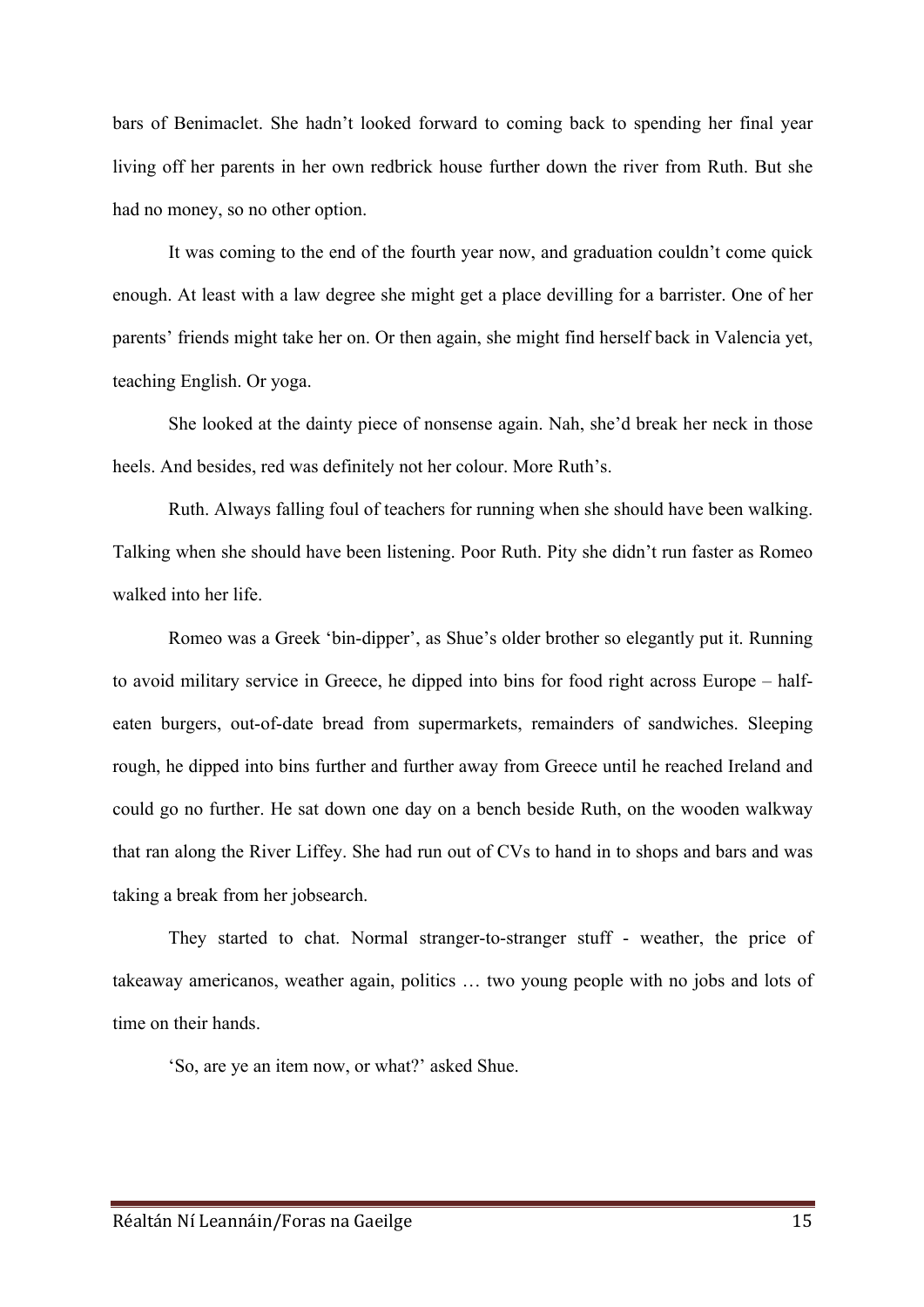bars of Benimaclet. She hadn't looked forward to coming back to spending her final year living off her parents in her own redbrick house further down the river from Ruth. But she had no money, so no other option.

It was coming to the end of the fourth year now, and graduation couldn't come quick enough. At least with a law degree she might get a place devilling for a barrister. One of her parents' friends might take her on. Or then again, she might find herself back in Valencia yet, teaching English. Or yoga.

She looked at the dainty piece of nonsense again. Nah, she'd break her neck in those heels. And besides, red was definitely not her colour. More Ruth's.

Ruth. Always falling foul of teachers for running when she should have been walking. Talking when she should have been listening. Poor Ruth. Pity she didn't run faster as Romeo walked into her life.

Romeo was a Greek 'bin-dipper', as Shue's older brother so elegantly put it. Running to avoid military service in Greece, he dipped into bins for food right across Europe – half-eaten burgers, out-of-date bread from supermarkets, remainders of sandwiches. Sleeping rough, he dipped into bins further and further away from Greece until he reached Ireland and could go no further. He sat down one day on a bench beside Ruth, on the wooden walkway that ran along the River Liffey. She had run out of CVs to hand in to shops and bars and was taking a break from her jobsearch.

They started to chat. Normal stranger-to-stranger stuff - weather, the price of takeaway americanos, weather again, politics … two young people with no jobs and lots of time on their hands.

'So, are ye an item now, or what?' asked Shue.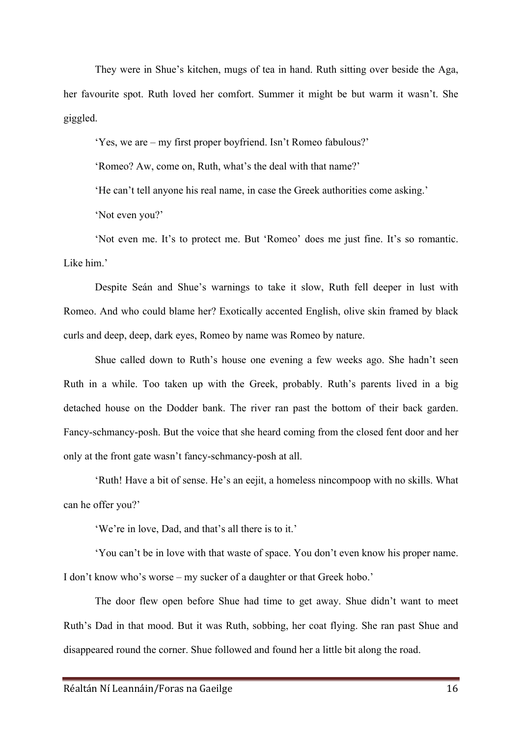They were in Shue's kitchen, mugs of tea in hand. Ruth sitting over beside the Aga, her favourite spot. Ruth loved her comfort. Summer it might be but warm it wasn't. She giggled.

'Yes, we are – my first proper boyfriend. Isn't Romeo fabulous?'

'Romeo? Aw, come on, Ruth, what's the deal with that name?'

'He can't tell anyone his real name, in case the Greek authorities come asking.'

'Not even you?'

'Not even me. It's to protect me. But 'Romeo' does me just fine. It's so romantic. Like him.'

Despite Seán and Shue's warnings to take it slow, Ruth fell deeper in lust with Romeo. And who could blame her? Exotically accented English, olive skin framed by black curls and deep, deep, dark eyes, Romeo by name was Romeo by nature.

Shue called down to Ruth's house one evening a few weeks ago. She hadn't seen Ruth in a while. Too taken up with the Greek, probably. Ruth's parents lived in a big detached house on the Dodder bank. The river ran past the bottom of their back garden. Fancy-schmancy-posh. But the voice that she heard coming from the closed fent door and her only at the front gate wasn't fancy-schmancy-posh at all.

'Ruth! Have a bit of sense. He's an eejit, a homeless nincompoop with no skills. What can he offer you?'

'We're in love, Dad, and that's all there is to it.'

'You can't be in love with that waste of space. You don't even know his proper name. I don't know who's worse – my sucker of a daughter or that Greek hobo.'

The door flew open before Shue had time to get away. Shue didn't want to meet Ruth's Dad in that mood. But it was Ruth, sobbing, her coat flying. She ran past Shue and disappeared round the corner. Shue followed and found her a little bit along the road.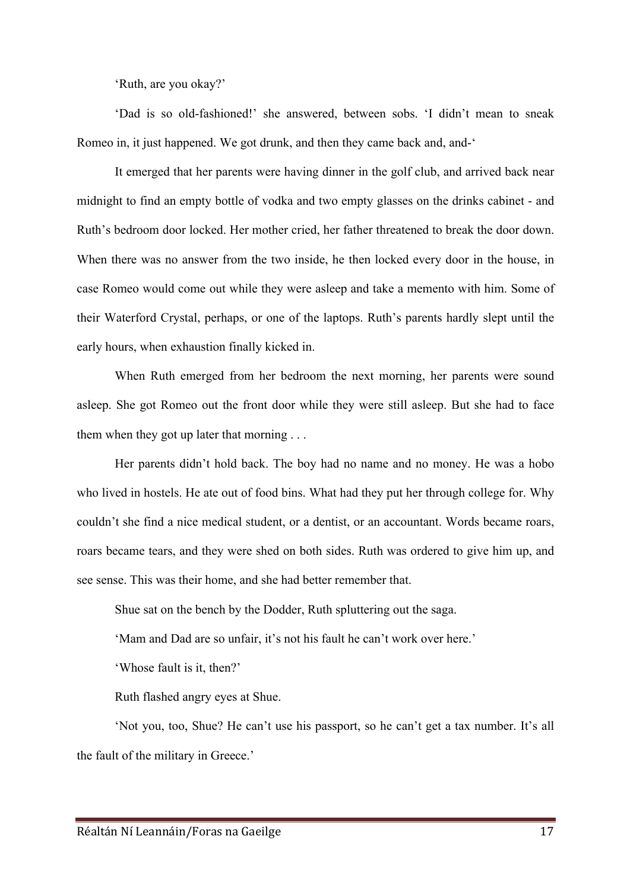'Ruth, are you okay?'

'Dad is so old-fashioned!' she answered, between sobs. 'I didn't mean to sneak Romeo in, it just happened. We got drunk, and then they came back and, and-'

It emerged that her parents were having dinner in the golf club, and arrived back near midnight to find an empty bottle of vodka and two empty glasses on the drinks cabinet - and Ruth's bedroom door locked. Her mother cried, her father threatened to break the door down. When there was no answer from the two inside, he then locked every door in the house, in case Romeo would come out while they were asleep and take a memento with him. Some of their Waterford Crystal, perhaps, or one of the laptops. Ruth's parents hardly slept until the early hours, when exhaustion finally kicked in.

When Ruth emerged from her bedroom the next morning, her parents were sound asleep. She got Romeo out the front door while they were still asleep. But she had to face them when they got up later that morning . . .

Her parents didn't hold back. The boy had no name and no money. He was a hobo who lived in hostels. He ate out of food bins. What had they put her through college for. Why couldn't she find a nice medical student, or a dentist, or an accountant. Words became roars, roars became tears, and they were shed on both sides. Ruth was ordered to give him up, and see sense. This was their home, and she had better remember that.

Shue sat on the bench by the Dodder, Ruth spluttering out the saga.

'Mam and Dad are so unfair, it's not his fault he can't work over here.'

'Whose fault is it, then?'

Ruth flashed angry eyes at Shue.

'Not you, too, Shue? He can't use his passport, so he can't get a tax number. It's all the fault of the military in Greece.'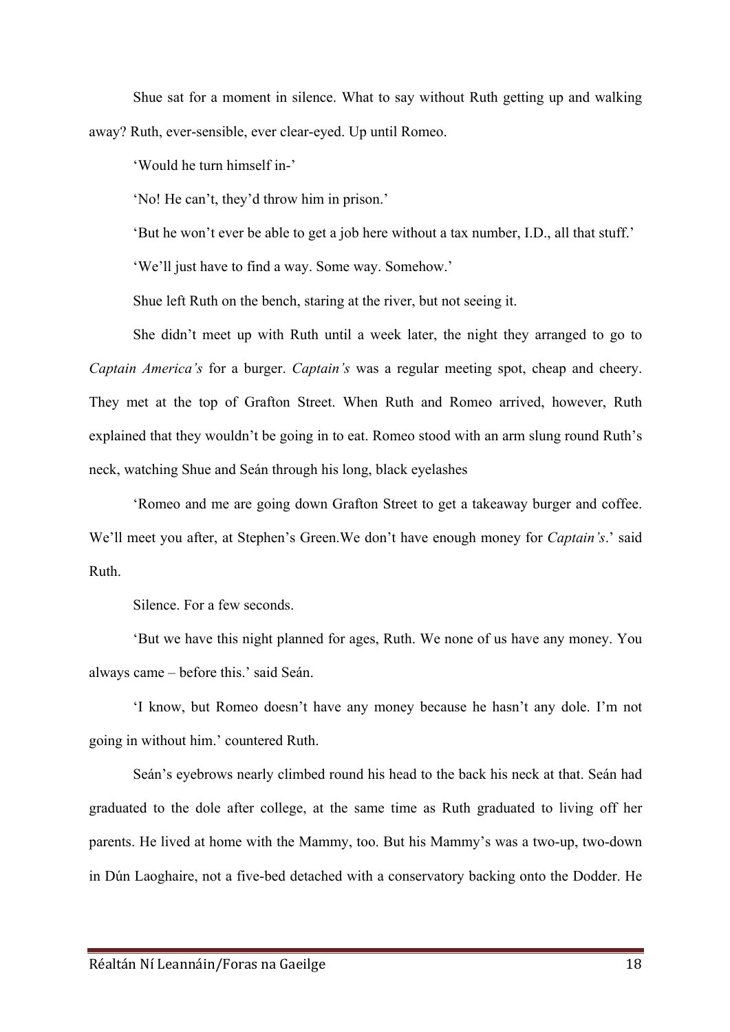Shue sat for a moment in silence. What to say without Ruth getting up and walking away? Ruth, ever-sensible, ever clear-eyed. Up until Romeo.

'Would he turn himself in-'

'No! He can't, they'd throw him in prison.'

'But he won't ever be able to get a job here without a tax number, I.D., all that stuff.'

'We'll just have to find a way. Some way. Somehow.'

Shue left Ruth on the bench, staring at the river, but not seeing it.

She didn't meet up with Ruth until a week later, the night they arranged to go to *Captain America's* for a burger. *Captain's* was a regular meeting spot, cheap and cheery. They met at the top of Grafton Street. When Ruth and Romeo arrived, however, Ruth explained that they wouldn't be going in to eat. Romeo stood with an arm slung round Ruth's neck, watching Shue and Seán through his long, black eyelashes

'Romeo and me are going down Grafton Street to get a takeaway burger and coffee. We'll meet you after, at Stephen's Green.We don't have enough money for *Captain's*.' said Ruth.

Silence. For a few seconds.

'But we have this night planned for ages, Ruth. We none of us have any money. You always came – before this.' said Seán.

'I know, but Romeo doesn't have any money because he hasn't any dole. I'm not going in without him.' countered Ruth.

Seán's eyebrows nearly climbed round his head to the back his neck at that. Seán had graduated to the dole after college, at the same time as Ruth graduated to living off her parents. He lived at home with the Mammy, too. But his Mammy's was a two-up, two-down in Dún Laoghaire, not a five-bed detached with a conservatory backing onto the Dodder. He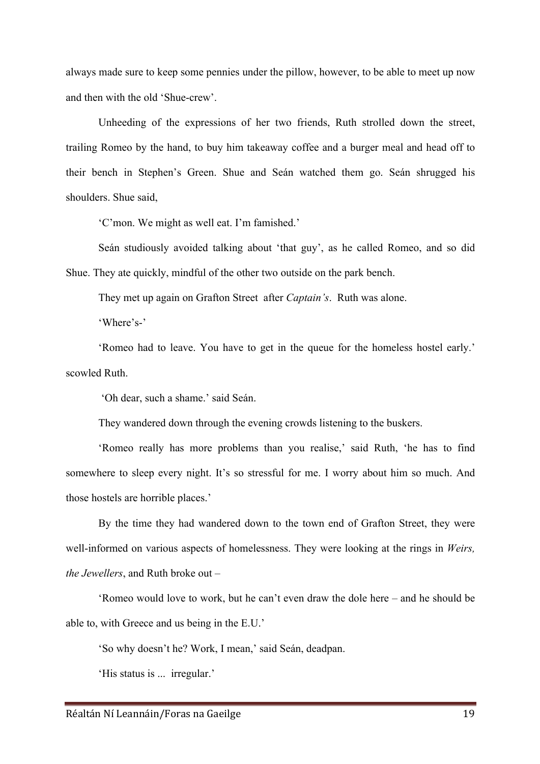always made sure to keep some pennies under the pillow, however, to be able to meet up now and then with the old 'Shue-crew'.

Unheeding of the expressions of her two friends, Ruth strolled down the street, trailing Romeo by the hand, to buy him takeaway coffee and a burger meal and head off to their bench in Stephen's Green. Shue and Seán watched them go. Seán shrugged his shoulders. Shue said,

'C'mon. We might as well eat. I'm famished.'

Seán studiously avoided talking about 'that guy', as he called Romeo, and so did Shue. They ate quickly, mindful of the other two outside on the park bench.

They met up again on Grafton Street after *Captain's*. Ruth was alone.

'Where's-'

'Romeo had to leave. You have to get in the queue for the homeless hostel early.' scowled Ruth.

'Oh dear, such a shame.' said Seán.

They wandered down through the evening crowds listening to the buskers.

'Romeo really has more problems than you realise,' said Ruth, 'he has to find somewhere to sleep every night. It's so stressful for me. I worry about him so much. And those hostels are horrible places.'

By the time they had wandered down to the town end of Grafton Street, they were well-informed on various aspects of homelessness. They were looking at the rings in *Weirs, the Jewellers*, and Ruth broke out –

'Romeo would love to work, but he can't even draw the dole here – and he should be able to, with Greece and us being in the E.U.'

'So why doesn't he? Work, I mean,' said Seán, deadpan.

'His status is ... irregular.'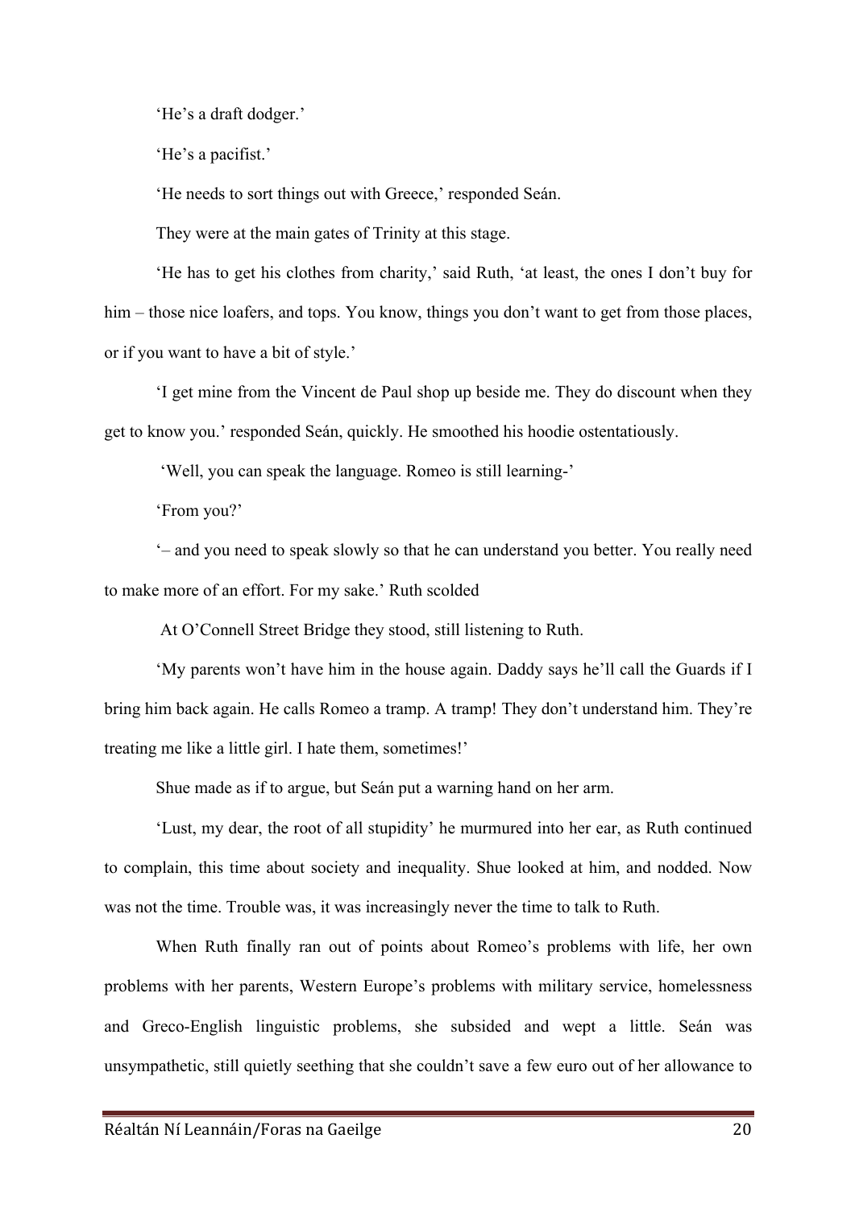'He's a draft dodger.'

'He's a pacifist.'

'He needs to sort things out with Greece,' responded Seán.

They were at the main gates of Trinity at this stage.

'He has to get his clothes from charity,' said Ruth, 'at least, the ones I don't buy for him – those nice loafers, and tops. You know, things you don't want to get from those places, or if you want to have a bit of style.'

'I get mine from the Vincent de Paul shop up beside me. They do discount when they get to know you.' responded Seán, quickly. He smoothed his hoodie ostentatiously.

'Well, you can speak the language. Romeo is still learning-'

'From you?'

'– and you need to speak slowly so that he can understand you better. You really need to make more of an effort. For my sake.' Ruth scolded

At O'Connell Street Bridge they stood, still listening to Ruth.

'My parents won't have him in the house again. Daddy says he'll call the Guards if I bring him back again. He calls Romeo a tramp. A tramp! They don't understand him. They're treating me like a little girl. I hate them, sometimes!'

Shue made as if to argue, but Seán put a warning hand on her arm.

'Lust, my dear, the root of all stupidity' he murmured into her ear, as Ruth continued to complain, this time about society and inequality. Shue looked at him, and nodded. Now was not the time. Trouble was, it was increasingly never the time to talk to Ruth.

When Ruth finally ran out of points about Romeo's problems with life, her own problems with her parents, Western Europe's problems with military service, homelessness and Greco-English linguistic problems, she subsided and wept a little. Seán was unsympathetic, still quietly seething that she couldn't save a few euro out of her allowance to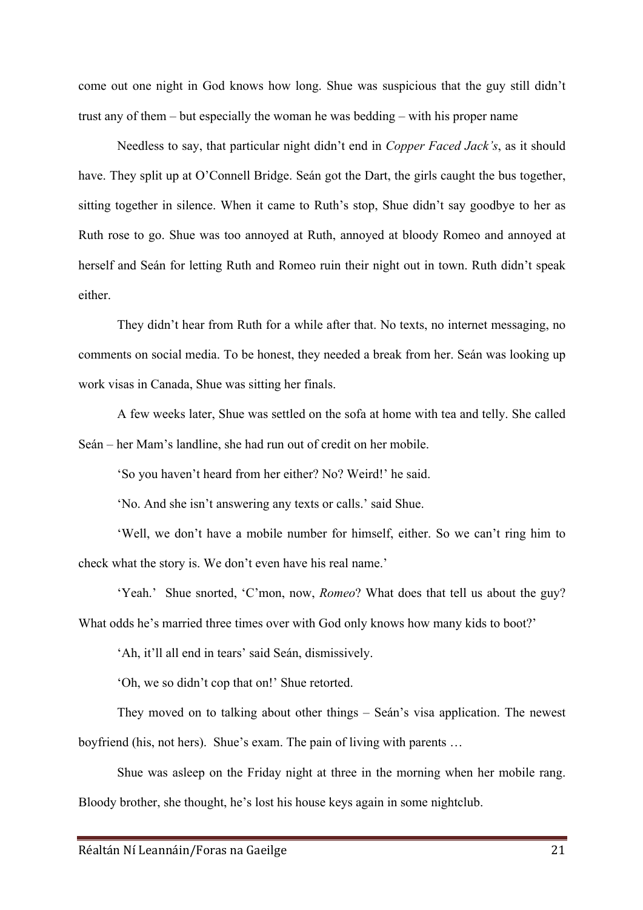come out one night in God knows how long. Shue was suspicious that the guy still didn't trust any of them – but especially the woman he was bedding – with his proper name

Needless to say, that particular night didn't end in *Copper Faced Jack's*, as it should have. They split up at O'Connell Bridge. Seán got the Dart, the girls caught the bus together, sitting together in silence. When it came to Ruth's stop, Shue didn't say goodbye to her as Ruth rose to go. Shue was too annoyed at Ruth, annoyed at bloody Romeo and annoyed at herself and Seán for letting Ruth and Romeo ruin their night out in town. Ruth didn't speak either.

They didn't hear from Ruth for a while after that. No texts, no internet messaging, no comments on social media. To be honest, they needed a break from her. Seán was looking up work visas in Canada, Shue was sitting her finals.

A few weeks later, Shue was settled on the sofa at home with tea and telly. She called Seán – her Mam's landline, she had run out of credit on her mobile.

'So you haven't heard from her either? No? Weird!' he said.

'No. And she isn't answering any texts or calls.' said Shue.

'Well, we don't have a mobile number for himself, either. So we can't ring him to check what the story is. We don't even have his real name.'

'Yeah.' Shue snorted, 'C'mon, now, *Romeo*? What does that tell us about the guy? What odds he's married three times over with God only knows how many kids to boot?'

'Ah, it'll all end in tears' said Seán, dismissively.

'Oh, we so didn't cop that on!' Shue retorted.

They moved on to talking about other things – Seán's visa application. The newest boyfriend (his, not hers). Shue's exam. The pain of living with parents …

Shue was asleep on the Friday night at three in the morning when her mobile rang. Bloody brother, she thought, he's lost his house keys again in some nightclub.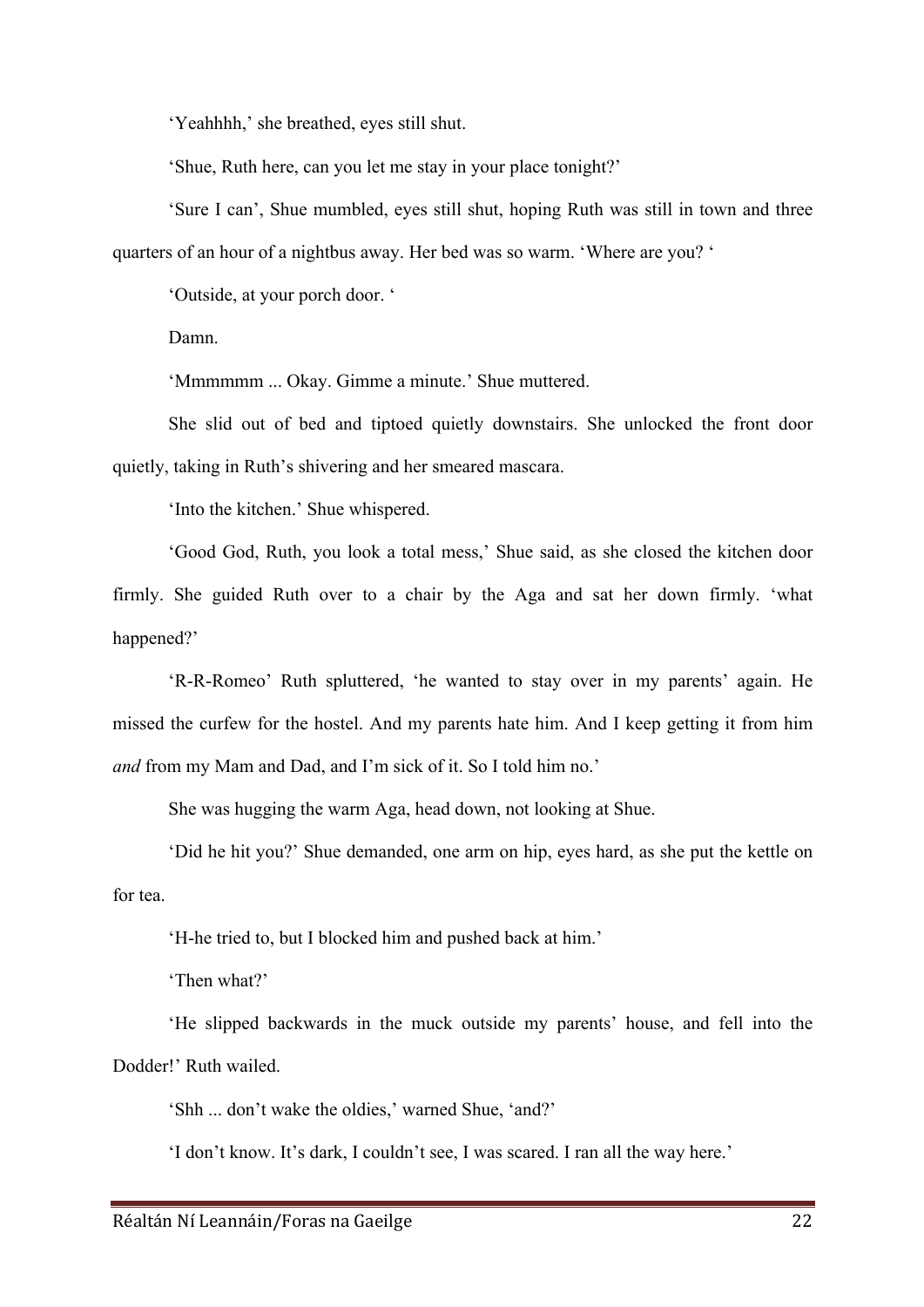'Yeahhhh,' she breathed, eyes still shut.

'Shue, Ruth here, can you let me stay in your place tonight?'

'Sure I can', Shue mumbled, eyes still shut, hoping Ruth was still in town and three quarters of an hour of a nightbus away. Her bed was so warm. 'Where are you? '

'Outside, at your porch door. '

Damn.

'Mmmmmm ... Okay. Gimme a minute.' Shue muttered.

She slid out of bed and tiptoed quietly downstairs. She unlocked the front door quietly, taking in Ruth's shivering and her smeared mascara.

'Into the kitchen.' Shue whispered.

'Good God, Ruth, you look a total mess,' Shue said, as she closed the kitchen door firmly. She guided Ruth over to a chair by the Aga and sat her down firmly. 'what happened?'

'R-R-Romeo' Ruth spluttered, 'he wanted to stay over in my parents' again. He missed the curfew for the hostel. And my parents hate him. And I keep getting it from him *and* from my Mam and Dad, and I'm sick of it. So I told him no.'

She was hugging the warm Aga, head down, not looking at Shue.

'Did he hit you?' Shue demanded, one arm on hip, eyes hard, as she put the kettle on for tea.

'H-he tried to, but I blocked him and pushed back at him.'

'Then what?'

'He slipped backwards in the muck outside my parents' house, and fell into the Dodder!' Ruth wailed.

'Shh ... don't wake the oldies,' warned Shue, 'and?'

'I don't know. It's dark, I couldn't see, I was scared. I ran all the way here.'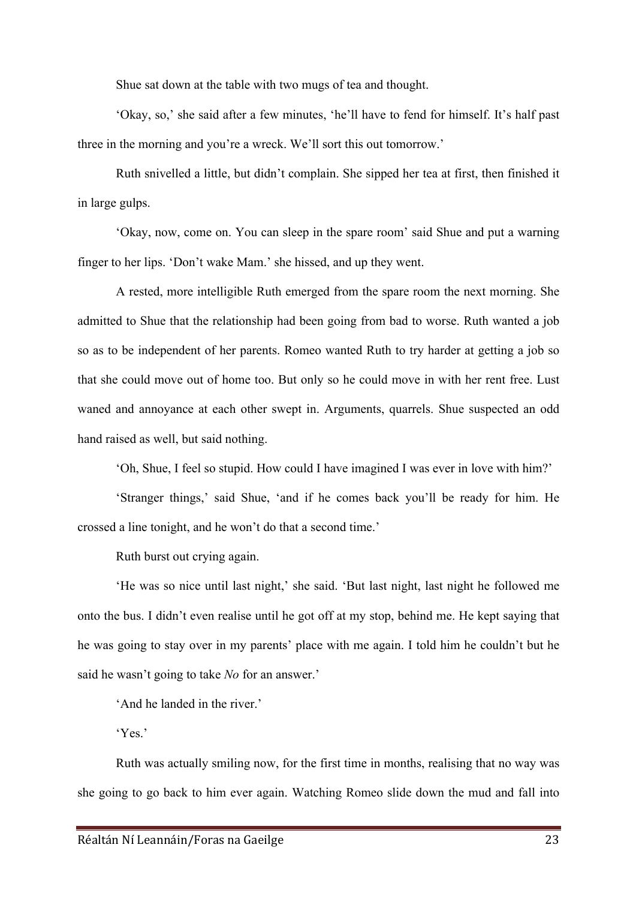Shue sat down at the table with two mugs of tea and thought.

'Okay, so,' she said after a few minutes, 'he'll have to fend for himself. It's half past three in the morning and you're a wreck. We'll sort this out tomorrow.'

Ruth snivelled a little, but didn't complain. She sipped her tea at first, then finished it in large gulps.

'Okay, now, come on. You can sleep in the spare room' said Shue and put a warning finger to her lips. 'Don't wake Mam.' she hissed, and up they went.

A rested, more intelligible Ruth emerged from the spare room the next morning. She admitted to Shue that the relationship had been going from bad to worse. Ruth wanted a job so as to be independent of her parents. Romeo wanted Ruth to try harder at getting a job so that she could move out of home too. But only so he could move in with her rent free. Lust waned and annoyance at each other swept in. Arguments, quarrels. Shue suspected an odd hand raised as well, but said nothing.

'Oh, Shue, I feel so stupid. How could I have imagined I was ever in love with him?'

'Stranger things,' said Shue, 'and if he comes back you'll be ready for him. He crossed a line tonight, and he won't do that a second time.'

Ruth burst out crying again.

'He was so nice until last night,' she said. 'But last night, last night he followed me onto the bus. I didn't even realise until he got off at my stop, behind me. He kept saying that he was going to stay over in my parents' place with me again. I told him he couldn't but he said he wasn't going to take *No* for an answer.'

'And he landed in the river.'

'Yes.'

Ruth was actually smiling now, for the first time in months, realising that no way was she going to go back to him ever again. Watching Romeo slide down the mud and fall into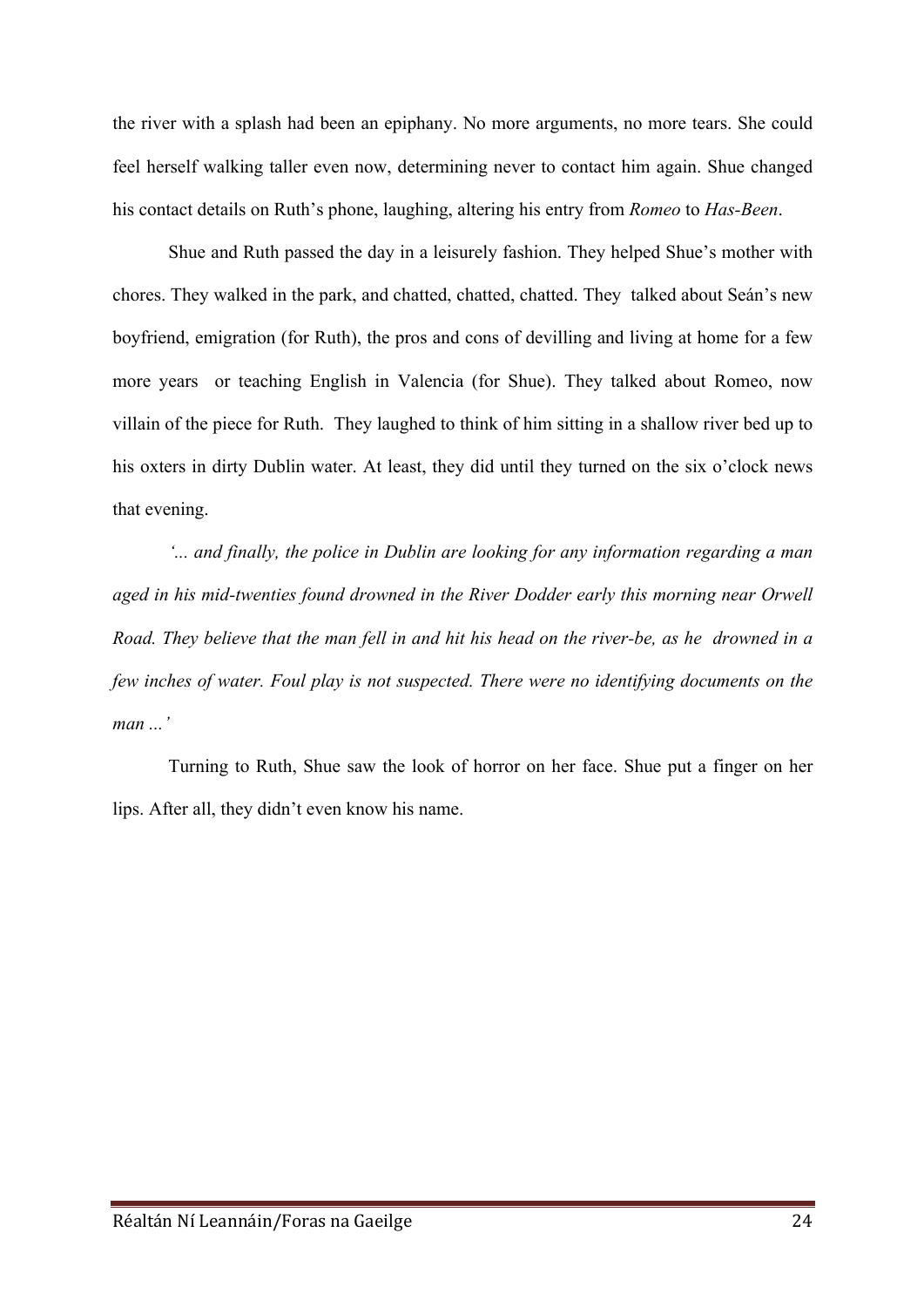the river with a splash had been an epiphany. No more arguments, no more tears. She could feel herself walking taller even now, determining never to contact him again. Shue changed his contact details on Ruth's phone, laughing, altering his entry from *Romeo* to *Has-Been*.

Shue and Ruth passed the day in a leisurely fashion. They helped Shue's mother with chores. They walked in the park, and chatted, chatted, chatted. They talked about Seán's new boyfriend, emigration (for Ruth), the pros and cons of devilling and living at home for a few more years or teaching English in Valencia (for Shue). They talked about Romeo, now villain of the piece for Ruth. They laughed to think of him sitting in a shallow river bed up to his oxters in dirty Dublin water. At least, they did until they turned on the six o'clock news that evening.

*'... and finally, the police in Dublin are looking for any information regarding a man aged in his mid-twenties found drowned in the River Dodder early this morning near Orwell Road. They believe that the man fell in and hit his head on the river-be, as he drowned in a few inches of water. Foul play is not suspected. There were no identifying documents on the man ...'*

Turning to Ruth, Shue saw the look of horror on her face. Shue put a finger on her lips. After all, they didn't even know his name.